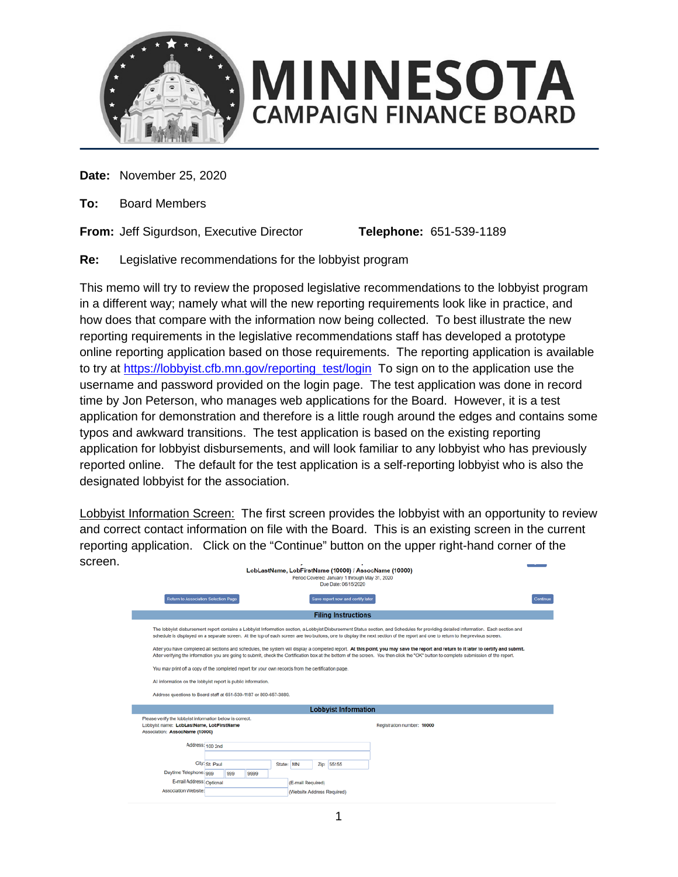# MINNESOTA CAMPAIGN FINANCE BOARD

**Date:** November 25, 2020

**To:** Board Members

**From:** Jeff Sigurdson, Executive Director **Telephone:** 651-539-1189

**Re:** Legislative recommendations for the lobbyist program

This memo will try to review the proposed legislative recommendations to the lobbyist program in a different way; namely what will the new reporting requirements look like in practice, and how does that compare with the information now being collected. To best illustrate the new reporting requirements in the legislative recommendations staff has developed a prototype online reporting application based on those requirements. The reporting application is available to try at https://lobbyist.cfb.mn.gov/reporting_test/login To sign on to the application use the username and password provided on the login page. The test application was done in record time by Jon Peterson, who manages web applications for the Board. However, it is a test application for demonstration and therefore is a little rough around the edges and contains some typos and awkward transitions. The test application is based on the existing reporting application for lobbyist disbursements, and will look familiar to any lobbyist who has previously reported online. The default for the test application is a self-reporting lobbyist who is also the designated lobbyist for the association.

Lobbyist Information Screen: The first screen provides the lobbyist with an opportunity to review and correct contact information on file with the Board. This is an existing screen in the current reporting application. Click on the "Continue" button on the upper right-hand corner of the screen.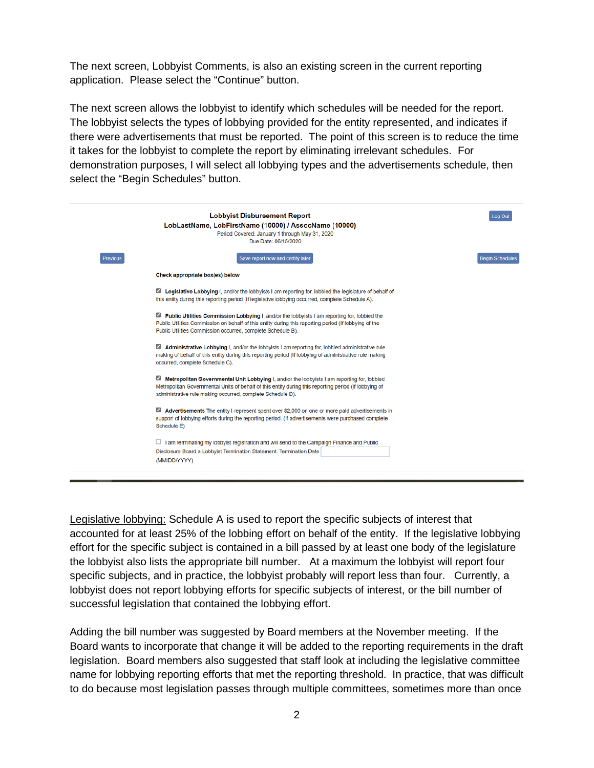The next screen, Lobbyist Comments, is also an existing screen in the current reporting application. Please select the "Continue" button.

The next screen allows the lobbyist to identify which schedules will be needed for the report. The lobbyist selects the types of lobbying provided for the entity represented, and indicates if there were advertisements that must be reported. The point of this screen is to reduce the time it takes for the lobbyist to complete the report by eliminating irrelevant schedules. For demonstration purposes, I will select all lobbying types and the advertisements schedule, then select the "Begin Schedules" button.

**Lobbyist Disbursement Report**
**LobLastName, LobFirstName (10000) / AssocName (10000)**
Period Covered: January 1 through May 31, 2020
Due Date: 06/15/2020

Log Out

Previous | Save report now and certify later | Begin Schedules

**Check appropriate box(es) below**

☑ **Legislative Lobbying** I, and/or the lobbyists I am reporting for, lobbied the legislature of behalf of this entity during this reporting period (If legislative lobbying occurred, complete Schedule A).

☑ **Public Utilities Commission Lobbying** I, and/or the lobbyists I am reporting for, lobbied the Public Utilities Commission on behalf of this entity during this reporting period (If lobbying of the Public Utilities Commission occurred, complete Schedule B).

☑ **Administrative Lobbying** I, and/or the lobbyists I am reporting for, lobbied administrative rule making of behalf of this entity during this reporting period (If lobbying of administrative rule making occurred, complete Schedule C).

☑ **Metropolitan Governmental Unit Lobbying** I, and/or the lobbyists I am reporting for, lobbied Metropolitan Governmental Units of behalf of this entity during this reporting period (If lobbying of administrative rule making occurred, complete Schedule D).

☑ **Advertisements** The entity I represent spent over $2,000 on one or more paid advertisements in support of lobbying efforts during the reporting period. (If advertisements were purchased complete Schedule E)

☐ I am terminating my lobbyist registration and will send to the Campaign Finance and Public Disclosure Board a Lobbyist Termination Statement. Termination Date ______ (MM/DD/YYYY)

Legislative lobbying: Schedule A is used to report the specific subjects of interest that accounted for at least 25% of the lobbing effort on behalf of the entity. If the legislative lobbying effort for the specific subject is contained in a bill passed by at least one body of the legislature the lobbyist also lists the appropriate bill number. At a maximum the lobbyist will report four specific subjects, and in practice, the lobbyist probably will report less than four. Currently, a lobbyist does not report lobbying efforts for specific subjects of interest, or the bill number of successful legislation that contained the lobbying effort.

Adding the bill number was suggested by Board members at the November meeting. If the Board wants to incorporate that change it will be added to the reporting requirements in the draft legislation. Board members also suggested that staff look at including the legislative committee name for lobbying reporting efforts that met the reporting threshold. In practice, that was difficult to do because most legislation passes through multiple committees, sometimes more than once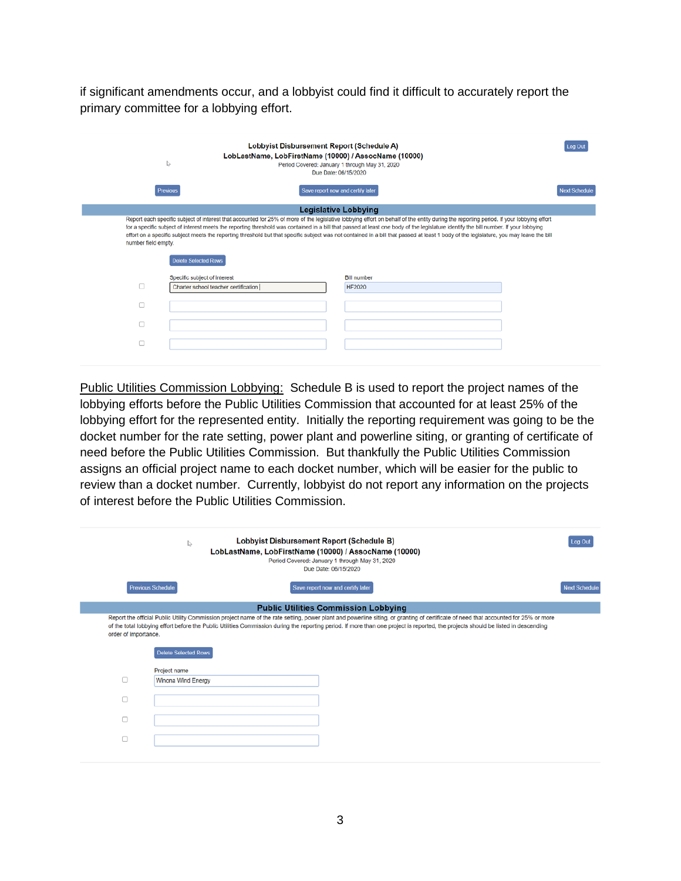if significant amendments occur, and a lobbyist could find it difficult to accurately report the primary committee for a lobbying effort.

**Lobbyist Disbursement Report (Schedule A)**
**LobLastName, LobFirstName (10000) / AssocName (10000)**
Period Covered: January 1 through May 31, 2020
Due Date: 06/15/2020

Log Out

Previous | Save report now and certify later | Next Schedule

**Legislative Lobbying**

Report each specific subject of interest that accounted for 25% of more of the legislative lobbying effort on behalf of the entity during the reporting period. If your lobbying effort for a specific subject of interest meets the reporting threshold was contained in a bill that passed at least one body of the legislature identify the bill number. If your lobbying effort on a specific subject meets the reporting threshold but that specific subject was not contained in a bill that passed at least 1 body of the legislature, you may leave the bill number field empty.

Delete Selected Rows

| | Specific subject of interest | Bill number |
|---|---|---|
| ☐ | Charter school teacher certification | HF2020 |
| ☐ | | |
| ☐ | | |
| ☐ | | |

Public Utilities Commission Lobbying: Schedule B is used to report the project names of the lobbying efforts before the Public Utilities Commission that accounted for at least 25% of the lobbying effort for the represented entity. Initially the reporting requirement was going to be the docket number for the rate setting, power plant and powerline siting, or granting of certificate of need before the Public Utilities Commission. But thankfully the Public Utilities Commission assigns an official project name to each docket number, which will be easier for the public to review than a docket number. Currently, lobbyist do not report any information on the projects of interest before the Public Utilities Commission.

**Lobbyist Disbursement Report (Schedule B)**
**LobLastName, LobFirstName (10000) / AssocName (10000)**
Period Covered: January 1 through May 31, 2020
Due Date: 06/15/2020

Log Out

Previous Schedule | Save report now and certify later | Next Schedule

**Public Utilities Commission Lobbying**

Report the official Public Utility Commission project name of the rate setting, power plant and powerline siting, or granting of certificate of need that accounted for 25% or more of the total lobbying effort before the Public Utilities Commission during the reporting period. If more than one project is reported, the projects should be listed in descending order of importance.

Delete Selected Rows

| | Project name |
|---|---|
| ☐ | Winona Wind Energy |
| ☐ | |
| ☐ | |
| ☐ | |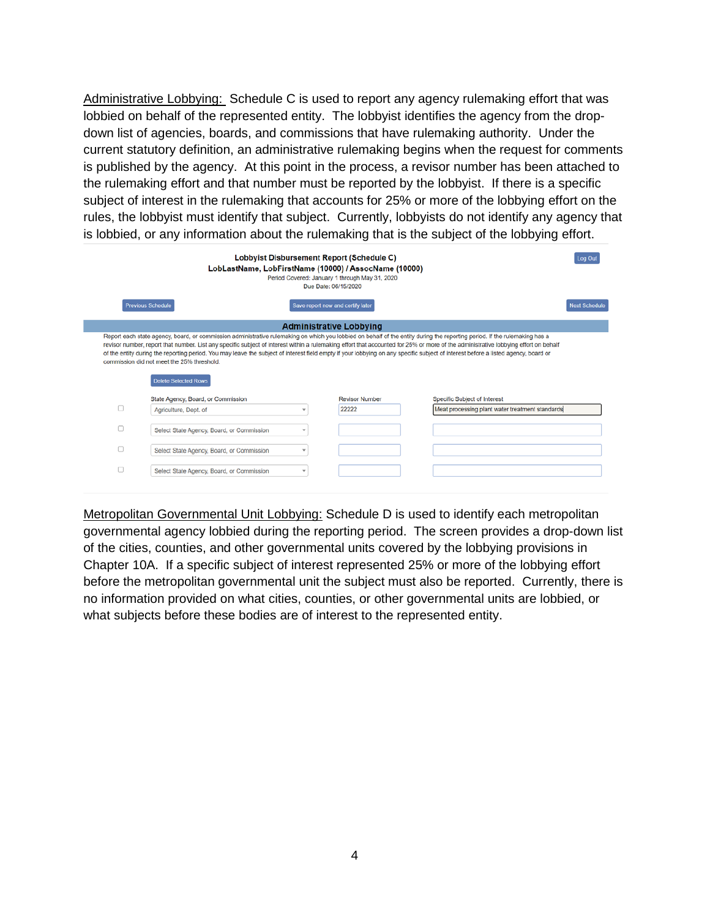Administrative Lobbying: Schedule C is used to report any agency rulemaking effort that was lobbied on behalf of the represented entity. The lobbyist identifies the agency from the drop-down list of agencies, boards, and commissions that have rulemaking authority. Under the current statutory definition, an administrative rulemaking begins when the request for comments is published by the agency. At this point in the process, a revisor number has been attached to the rulemaking effort and that number must be reported by the lobbyist. If there is a specific subject of interest in the rulemaking that accounts for 25% or more of the lobbying effort on the rules, the lobbyist must identify that subject. Currently, lobbyists do not identify any agency that is lobbied, or any information about the rulemaking that is the subject of the lobbying effort.

**Lobbyist Disbursement Report (Schedule C)**
**LobLastName, LobFirstName (10000) / AssocName (10000)**
Period Covered: January 1 through May 31, 2020
Due Date: 06/15/2020

Log Out | Previous Schedule | Save report now and certify later | Next Schedule

**Administrative Lobbying**

Report each state agency, board, or commission administrative rulemaking on which you lobbied on behalf of the entity during the reporting period. If the rulemaking has a revisor number, report that number. List any specific subject of interest within a rulemaking effort that accounted for 25% or more of the administrative lobbying effort on behalf of the entity during the reporting period. You may leave the subject of interest field empty if your lobbying on any specific subject of interest before a listed agency, board or commission did not meet the 25% threshold.

Delete Selected Rows

| | State Agency, Board, or Commission | Revisor Number | Specific Subject of Interest |
|---|---|---|---|
| ☐ | Agriculture, Dept. of | 22222 | Meat processing plant water treatment standards |
| ☐ | Select State Agency, Board, or Commission | | |
| ☐ | Select State Agency, Board, or Commission | | |
| ☐ | Select State Agency, Board, or Commission | | |

Metropolitan Governmental Unit Lobbying: Schedule D is used to identify each metropolitan governmental agency lobbied during the reporting period. The screen provides a drop-down list of the cities, counties, and other governmental units covered by the lobbying provisions in Chapter 10A. If a specific subject of interest represented 25% or more of the lobbying effort before the metropolitan governmental unit the subject must also be reported. Currently, there is no information provided on what cities, counties, or other governmental units are lobbied, or what subjects before these bodies are of interest to the represented entity.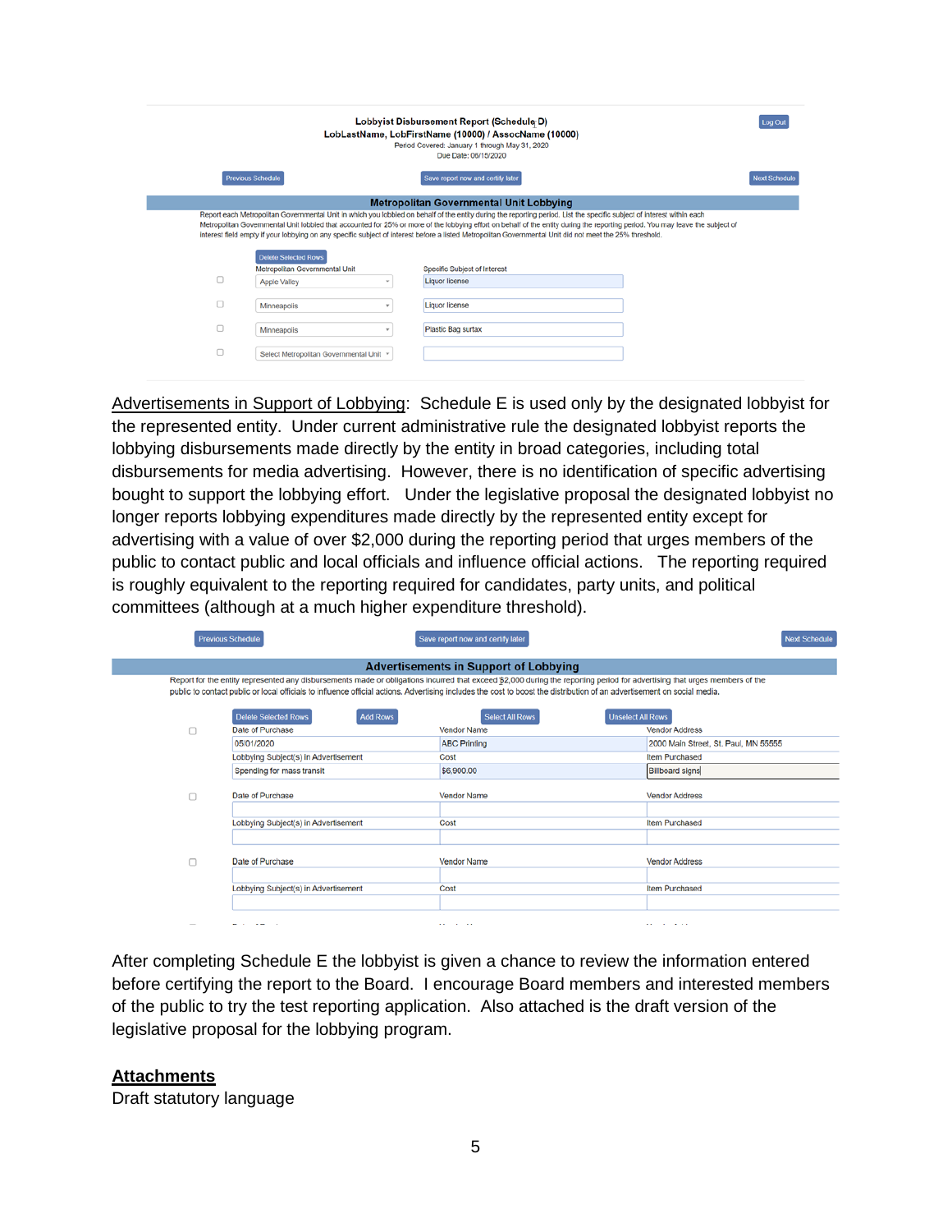Lobbyist Disbursement Report (Schedule D)
LobLastName, LobFirstName (10000) / AssocName (10000)
Period Covered: January 1 through May 31, 2020
Due Date: 06/15/2020

Log Out

Previous Schedule | Save report now and certify later | Next Schedule

**Metropolitan Governmental Unit Lobbying**

Report each Metropolitan Governmental Unit in which you lobbied on behalf of the entity during the reporting period. List the specific subject of interest within each Metropolitan Governmental Unit lobbied that accounted for 25% or more of the lobbying effort on behalf of the entity during the reporting period. You may leave the subject of interest field empty if your lobbying on any specific subject of interest before a listed Metropolitan Governmental Unit did not meet the 25% threshold.

Delete Selected Rows

| Metropolitan Governmental Unit | Specific Subject of Interest |
|---|---|
| Apple Valley | Liquor license |
| Minneapolis | Liquor license |
| Minneapolis | Plastic Bag surtax |
| Select Metropolitan Governmental Unit | |

<u>Advertisements in Support of Lobbying</u>: Schedule E is used only by the designated lobbyist for the represented entity. Under current administrative rule the designated lobbyist reports the lobbying disbursements made directly by the entity in broad categories, including total disbursements for media advertising. However, there is no identification of specific advertising bought to support the lobbying effort. Under the legislative proposal the designated lobbyist no longer reports lobbying expenditures made directly by the represented entity except for advertising with a value of over $2,000 during the reporting period that urges members of the public to contact public and local officials and influence official actions. The reporting required is roughly equivalent to the reporting required for candidates, party units, and political committees (although at a much higher expenditure threshold).

Previous Schedule | Save report now and certify later | Next Schedule

**Advertisements in Support of Lobbying**

Report for the entity represented any disbursements made or obligations incurred that exceed $2,000 during the reporting period for advertising that urges members of the public to contact public or local officials to influence official actions. Advertising includes the cost to boost the distribution of an advertisement on social media.

Delete Selected Rows | Add Rows | Select All Rows | Unselect All Rows

| Date of Purchase | Vendor Name | Vendor Address |
|---|---|---|
| 05/01/2020 | ABC Printing | 2000 Main Street, St. Paul, MN 55555 |
| **Lobbying Subject(s) in Advertisement** | **Cost** | **Item Purchased** |
| Spending for mass transit | $6,900.00 | Billboard signs |
| **Date of Purchase** | **Vendor Name** | **Vendor Address** |
| | | |
| **Lobbying Subject(s) in Advertisement** | **Cost** | **Item Purchased** |
| | | |
| **Date of Purchase** | **Vendor Name** | **Vendor Address** |
| | | |
| **Lobbying Subject(s) in Advertisement** | **Cost** | **Item Purchased** |
| | | |

After completing Schedule E the lobbyist is given a chance to review the information entered before certifying the report to the Board. I encourage Board members and interested members of the public to try the test reporting application. Also attached is the draft version of the legislative proposal for the lobbying program.

**<u>Attachments</u>**

Draft statutory language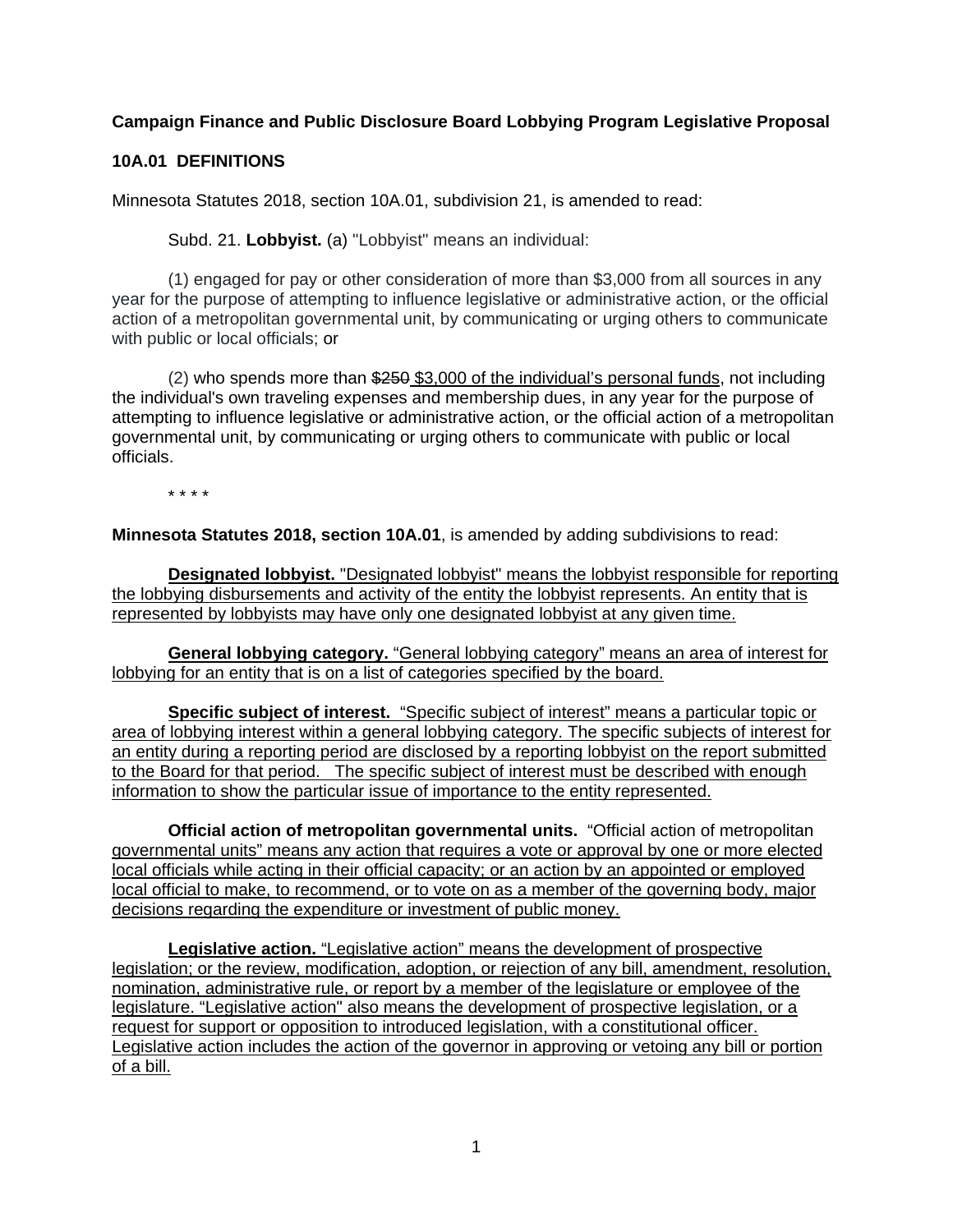**Campaign Finance and Public Disclosure Board Lobbying Program Legislative Proposal**

**10A.01 DEFINITIONS**

Minnesota Statutes 2018, section 10A.01, subdivision 21, is amended to read:

Subd. 21. **Lobbyist.** (a) "Lobbyist" means an individual:

(1) engaged for pay or other consideration of more than $3,000 from all sources in any year for the purpose of attempting to influence legislative or administrative action, or the official action of a metropolitan governmental unit, by communicating or urging others to communicate with public or local officials; or

(2) who spends more than ~~$250~~ <u>$3,000 of the individual's personal funds</u>, not including the individual's own traveling expenses and membership dues, in any year for the purpose of attempting to influence legislative or administrative action, or the official action of a metropolitan governmental unit, by communicating or urging others to communicate with public or local officials.

\* \* \* \*

**Minnesota Statutes 2018, section 10A.01**, is amended by adding subdivisions to read:

<u>**Designated lobbyist.** "Designated lobbyist" means the lobbyist responsible for reporting the lobbying disbursements and activity of the entity the lobbyist represents. An entity that is represented by lobbyists may have only one designated lobbyist at any given time.</u>

<u>**General lobbying category.** "General lobbying category" means an area of interest for lobbying for an entity that is on a list of categories specified by the board.</u>

<u>**Specific subject of interest.** "Specific subject of interest" means a particular topic or area of lobbying interest within a general lobbying category. The specific subjects of interest for an entity during a reporting period are disclosed by a reporting lobbyist on the report submitted to the Board for that period. The specific subject of interest must be described with enough information to show the particular issue of importance to the entity represented.</u>

<u>**Official action of metropolitan governmental units.** "Official action of metropolitan governmental units" means any action that requires a vote or approval by one or more elected local officials while acting in their official capacity; or an action by an appointed or employed local official to make, to recommend, or to vote on as a member of the governing body, major decisions regarding the expenditure or investment of public money.</u>

<u>**Legislative action.** "Legislative action" means the development of prospective legislation; or the review, modification, adoption, or rejection of any bill, amendment, resolution, nomination, administrative rule, or report by a member of the legislature or employee of the legislature. "Legislative action" also means the development of prospective legislation, or a request for support or opposition to introduced legislation, with a constitutional officer. Legislative action includes the action of the governor in approving or vetoing any bill or portion of a bill.</u>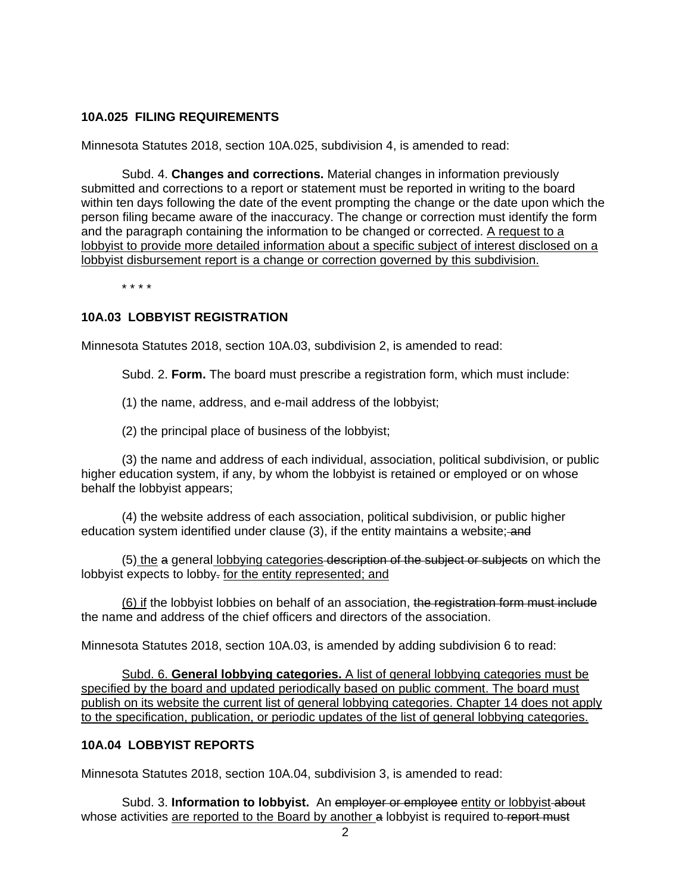**10A.025 FILING REQUIREMENTS**

Minnesota Statutes 2018, section 10A.025, subdivision 4, is amended to read:

Subd. 4. **Changes and corrections.** Material changes in information previously submitted and corrections to a report or statement must be reported in writing to the board within ten days following the date of the event prompting the change or the date upon which the person filing became aware of the inaccuracy. The change or correction must identify the form and the paragraph containing the information to be changed or corrected. <u>A request to a lobbyist to provide more detailed information about a specific subject of interest disclosed on a lobbyist disbursement report is a change or correction governed by this subdivision.</u>

\* \* \* \*

**10A.03 LOBBYIST REGISTRATION**

Minnesota Statutes 2018, section 10A.03, subdivision 2, is amended to read:

Subd. 2. **Form.** The board must prescribe a registration form, which must include:

(1) the name, address, and e-mail address of the lobbyist;

(2) the principal place of business of the lobbyist;

(3) the name and address of each individual, association, political subdivision, or public higher education system, if any, by whom the lobbyist is retained or employed or on whose behalf the lobbyist appears;

(4) the website address of each association, political subdivision, or public higher education system identified under clause (3), if the entity maintains a website; ~~and~~

(5)<u> the</u> ~~a~~ general<u> lobbying categories</u> ~~description of the subject or subjects~~ on which the lobbyist expects to lobby~~.~~ <u>for the entity represented; and</u>

<u>(6) if</u> the lobbyist lobbies on behalf of an association, ~~the registration form must include~~ the name and address of the chief officers and directors of the association.

Minnesota Statutes 2018, section 10A.03, is amended by adding subdivision 6 to read:

<u>Subd. 6. **General lobbying categories.** A list of general lobbying categories must be specified by the board and updated periodically based on public comment. The board must publish on its website the current list of general lobbying categories. Chapter 14 does not apply to the specification, publication, or periodic updates of the list of general lobbying categories.</u>

**10A.04 LOBBYIST REPORTS**

Minnesota Statutes 2018, section 10A.04, subdivision 3, is amended to read:

Subd. 3. **Information to lobbyist.** An ~~employer or employee~~ <u>entity or lobbyist</u> ~~about~~ whose activities <u>are reported to the Board by another</u> ~~a~~ lobbyist is required to ~~report must~~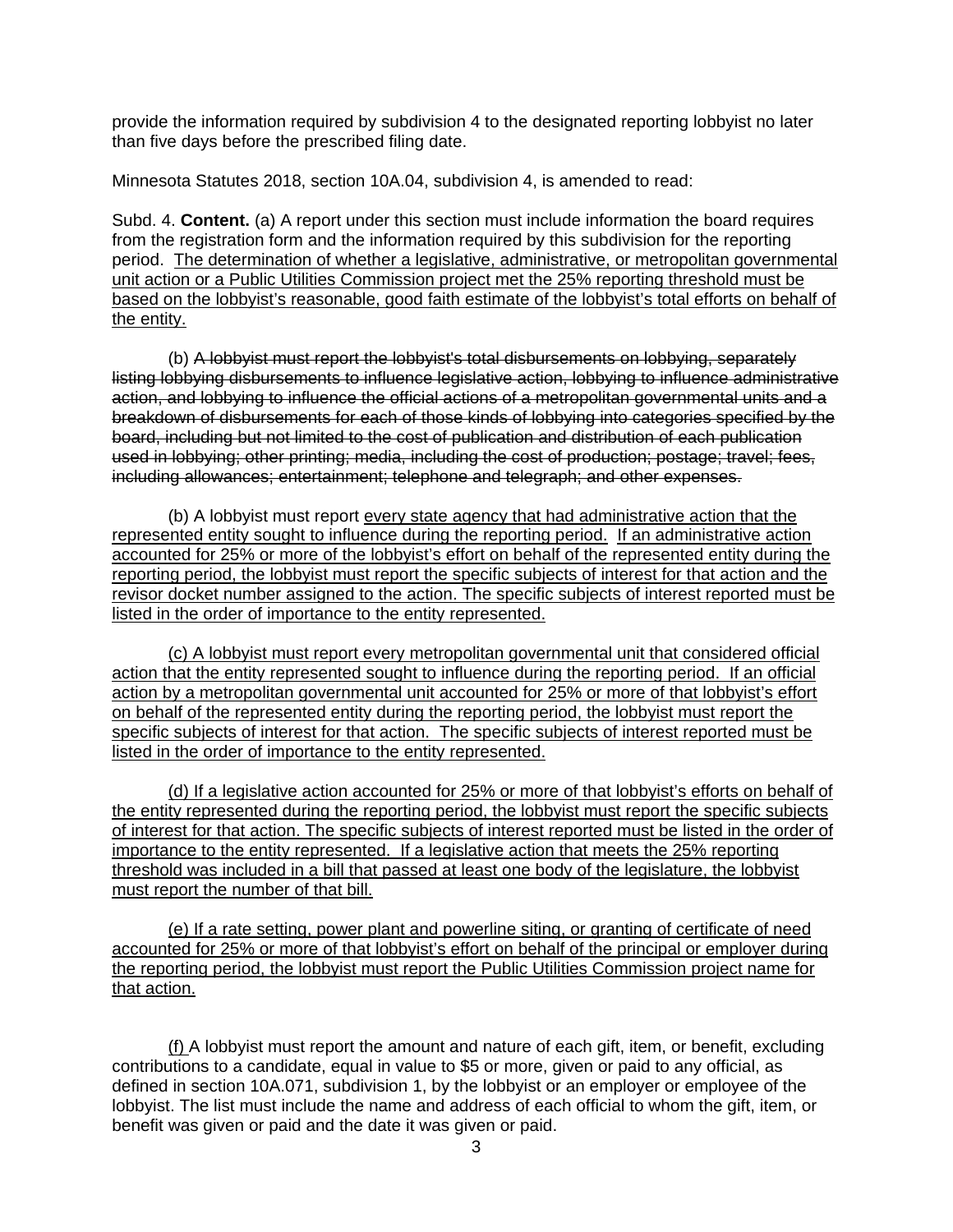provide the information required by subdivision 4 to the designated reporting lobbyist no later than five days before the prescribed filing date.

Minnesota Statutes 2018, section 10A.04, subdivision 4, is amended to read:

Subd. 4. **Content.** (a) A report under this section must include information the board requires from the registration form and the information required by this subdivision for the reporting period. <u>The determination of whether a legislative, administrative, or metropolitan governmental unit action or a Public Utilities Commission project met the 25% reporting threshold must be based on the lobbyist's reasonable, good faith estimate of the lobbyist's total efforts on behalf of the entity.</u>

(b) ~~A lobbyist must report the lobbyist's total disbursements on lobbying, separately listing lobbying disbursements to influence legislative action, lobbying to influence administrative action, and lobbying to influence the official actions of a metropolitan governmental units and a breakdown of disbursements for each of those kinds of lobbying into categories specified by the board, including but not limited to the cost of publication and distribution of each publication used in lobbying; other printing; media, including the cost of production; postage; travel; fees, including allowances; entertainment; telephone and telegraph; and other expenses.~~

(b) A lobbyist must report <u>every state agency that had administrative action that the represented entity sought to influence during the reporting period. If an administrative action accounted for 25% or more of the lobbyist's effort on behalf of the represented entity during the reporting period, the lobbyist must report the specific subjects of interest for that action and the revisor docket number assigned to the action. The specific subjects of interest reported must be listed in the order of importance to the entity represented.</u>

<u>(c) A lobbyist must report every metropolitan governmental unit that considered official action that the entity represented sought to influence during the reporting period. If an official action by a metropolitan governmental unit accounted for 25% or more of that lobbyist's effort on behalf of the represented entity during the reporting period, the lobbyist must report the specific subjects of interest for that action. The specific subjects of interest reported must be listed in the order of importance to the entity represented.</u>

<u>(d) If a legislative action accounted for 25% or more of that lobbyist's efforts on behalf of the entity represented during the reporting period, the lobbyist must report the specific subjects of interest for that action. The specific subjects of interest reported must be listed in the order of importance to the entity represented. If a legislative action that meets the 25% reporting threshold was included in a bill that passed at least one body of the legislature, the lobbyist must report the number of that bill.</u>

<u>(e) If a rate setting, power plant and powerline siting, or granting of certificate of need accounted for 25% or more of that lobbyist's effort on behalf of the principal or employer during the reporting period, the lobbyist must report the Public Utilities Commission project name for that action.</u>

<u>(f)</u> A lobbyist must report the amount and nature of each gift, item, or benefit, excluding contributions to a candidate, equal in value to $5 or more, given or paid to any official, as defined in section 10A.071, subdivision 1, by the lobbyist or an employer or employee of the lobbyist. The list must include the name and address of each official to whom the gift, item, or benefit was given or paid and the date it was given or paid.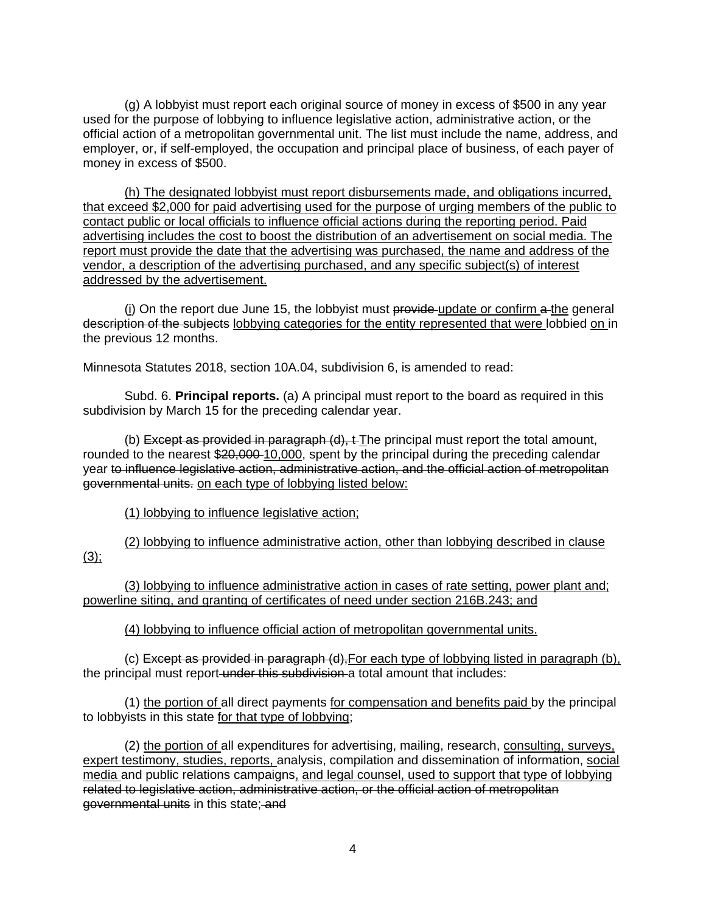(g) A lobbyist must report each original source of money in excess of $500 in any year used for the purpose of lobbying to influence legislative action, administrative action, or the official action of a metropolitan governmental unit. The list must include the name, address, and employer, or, if self-employed, the occupation and principal place of business, of each payer of money in excess of $500.

<u>(h) The designated lobbyist must report disbursements made, and obligations incurred, that exceed $2,000 for paid advertising used for the purpose of urging members of the public to contact public or local officials to influence official actions during the reporting period. Paid advertising includes the cost to boost the distribution of an advertisement on social media. The report must provide the date that the advertising was purchased, the name and address of the vendor, a description of the advertising purchased, and any specific subject(s) of interest addressed by the advertisement.</u>

(<u>i</u>) On the report due June 15, the lobbyist must ~~provide~~ <u>update or confirm</u> ~~a~~ <u>the</u> general ~~description of the subjects~~ <u>lobbying categories for the entity represented that were</u> lobbied <u>on</u> in the previous 12 months.

Minnesota Statutes 2018, section 10A.04, subdivision 6, is amended to read:

Subd. 6. **Principal reports.** (a) A principal must report to the board as required in this subdivision by March 15 for the preceding calendar year.

(b) ~~Except as provided in paragraph (d), t~~ <u>T</u>he principal must report the total amount, rounded to the nearest $~~20,000~~ <u>10,000</u>, spent by the principal during the preceding calendar year ~~to influence legislative action, administrative action, and the official action of metropolitan governmental units.~~ <u>on each type of lobbying listed below:</u>

<u>(1) lobbying to influence legislative action;</u>

<u>(2) lobbying to influence administrative action, other than lobbying described in clause (3);</u>

<u>(3) lobbying to influence administrative action in cases of rate setting, power plant and; powerline siting, and granting of certificates of need under section 216B.243; and</u>

<u>(4) lobbying to influence official action of metropolitan governmental units.</u>

(c) ~~Except as provided in paragraph (d),~~<u>For each type of lobbying listed in paragraph (b),</u> the principal must report ~~under this subdivision~~ a total amount that includes:

(1) <u>the portion of</u> all direct payments <u>for compensation and benefits paid</u> by the principal to lobbyists in this state <u>for that type of lobbying</u>;

(2) <u>the portion of</u> all expenditures for advertising, mailing, research, <u>consulting, surveys, expert testimony, studies, reports,</u> analysis, compilation and dissemination of information, <u>social media</u> and public relations campaigns<u>,</u> <u>and legal counsel, used to support that type of lobbying</u> ~~related to legislative action, administrative action, or the official action of metropolitan governmental units~~ in this state; ~~and~~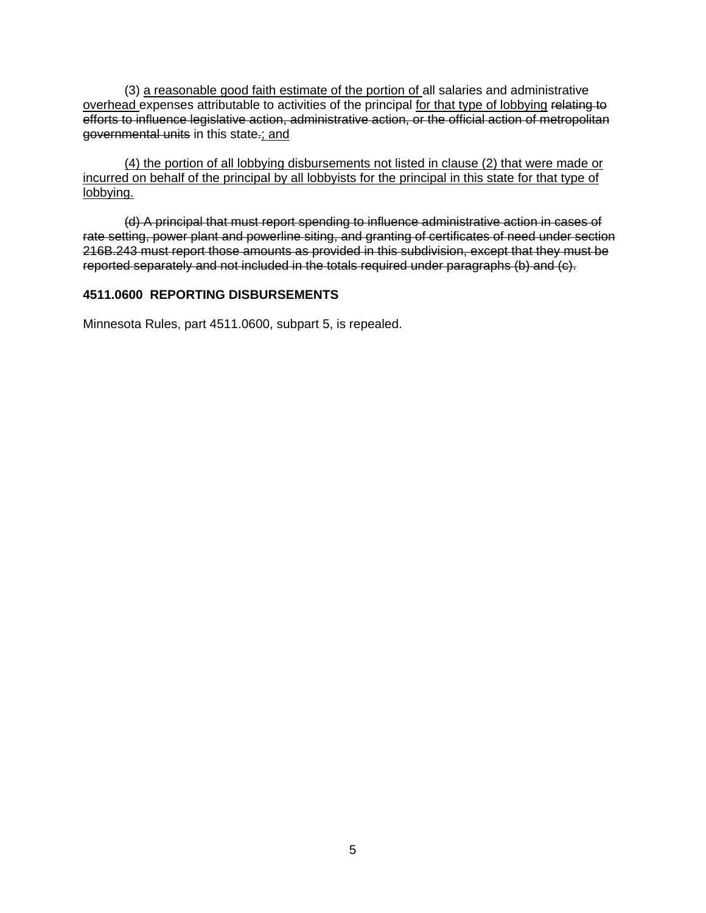(3) <u>a reasonable good faith estimate of the portion of </u>all salaries and administrative <u>overhead </u>expenses attributable to activities of the principal <u>for that type of lobbying</u> ~~relating to efforts to influence legislative action, administrative action, or the official action of metropolitan governmental units~~ in this state~~.~~<u>; and</u>

<u>(4) the portion of all lobbying disbursements not listed in clause (2) that were made or incurred on behalf of the principal by all lobbyists for the principal in this state for that type of lobbying.</u>

~~(d) A principal that must report spending to influence administrative action in cases of rate setting, power plant and powerline siting, and granting of certificates of need under section 216B.243 must report those amounts as provided in this subdivision, except that they must be reported separately and not included in the totals required under paragraphs (b) and (c).~~

**4511.0600 REPORTING DISBURSEMENTS**

Minnesota Rules, part 4511.0600, subpart 5, is repealed.